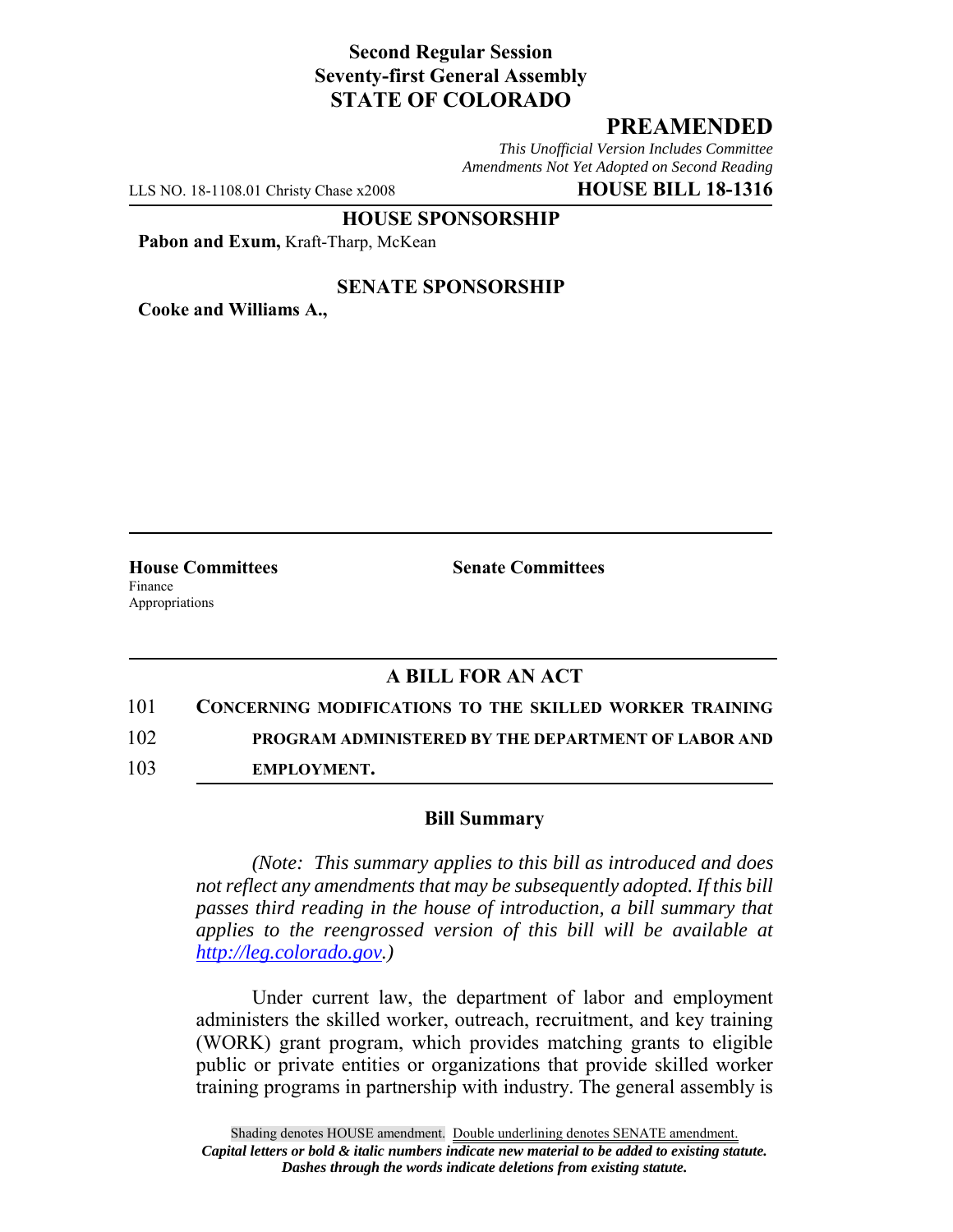**Second Regular Session**
**Seventy-first General Assembly**
**STATE OF COLORADO**

# PREAMENDED

*This Unofficial Version Includes Committee Amendments Not Yet Adopted on Second Reading*

LLS NO. 18-1108.01 Christy Chase x2008 **HOUSE BILL 18-1316**

**HOUSE SPONSORSHIP**

**Pabon and Exum,** Kraft-Tharp, McKean

**SENATE SPONSORSHIP**

**Cooke and Williams A.,**

**House Committees**
Finance
Appropriations

**Senate Committees**

## A BILL FOR AN ACT

101 **CONCERNING MODIFICATIONS TO THE SKILLED WORKER TRAINING**
102 **PROGRAM ADMINISTERED BY THE DEPARTMENT OF LABOR AND**
103 **EMPLOYMENT.**

### Bill Summary

*(Note: This summary applies to this bill as introduced and does not reflect any amendments that may be subsequently adopted. If this bill passes third reading in the house of introduction, a bill summary that applies to the reengrossed version of this bill will be available at http://leg.colorado.gov.)*

Under current law, the department of labor and employment administers the skilled worker, outreach, recruitment, and key training (WORK) grant program, which provides matching grants to eligible public or private entities or organizations that provide skilled worker training programs in partnership with industry. The general assembly is

Shading denotes HOUSE amendment. Double underlining denotes SENATE amendment.
*Capital letters or bold & italic numbers indicate new material to be added to existing statute.*
*Dashes through the words indicate deletions from existing statute.*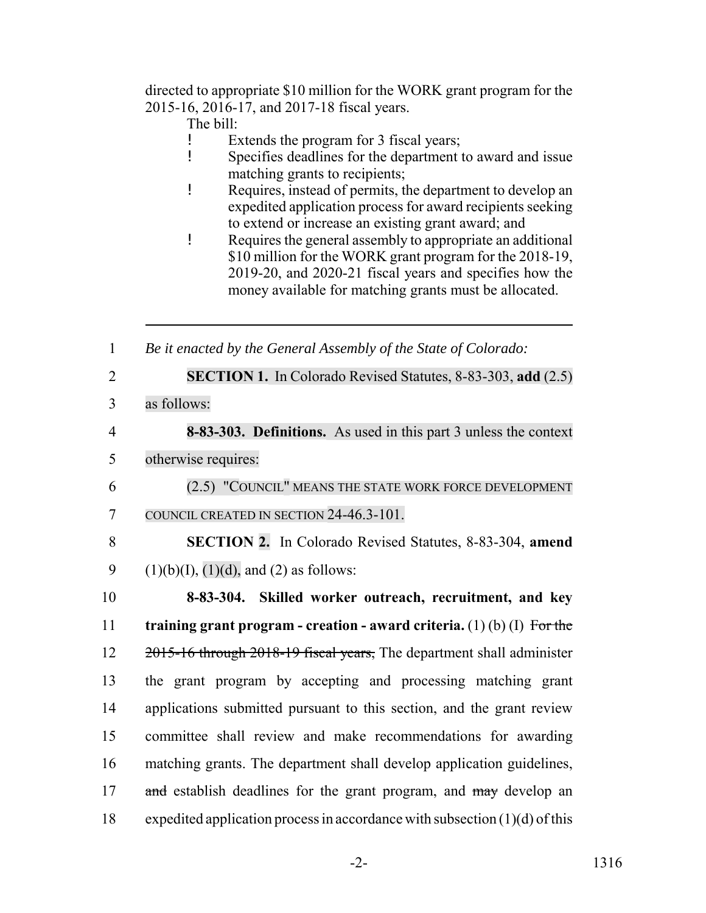directed to appropriate $10 million for the WORK grant program for the 2015-16, 2016-17, and 2017-18 fiscal years.

The bill:

- Extends the program for 3 fiscal years;
- Specifies deadlines for the department to award and issue matching grants to recipients;
- Requires, instead of permits, the department to develop an expedited application process for award recipients seeking to extend or increase an existing grant award; and
- Requires the general assembly to appropriate an additional $10 million for the WORK grant program for the 2018-19, 2019-20, and 2020-21 fiscal years and specifies how the money available for matching grants must be allocated.

---

1 *Be it enacted by the General Assembly of the State of Colorado:*

2 **SECTION 1.** In Colorado Revised Statutes, 8-83-303, **add** (2.5)
3 as follows:

4 **8-83-303. Definitions.** As used in this part 3 unless the context
5 otherwise requires:

6 (2.5) "COUNCIL" MEANS THE STATE WORK FORCE DEVELOPMENT
7 COUNCIL CREATED IN SECTION 24-46.3-101.

8 **SECTION 2.** In Colorado Revised Statutes, 8-83-304, **amend**
9 (1)(b)(I), (1)(d), and (2) as follows:

10 **8-83-304. Skilled worker outreach, recruitment, and key**
11 **training grant program - creation - award criteria.** (1) (b) (I) ~~For the~~
12 ~~2015-16 through 2018-19 fiscal years,~~ The department shall administer
13 the grant program by accepting and processing matching grant
14 applications submitted pursuant to this section, and the grant review
15 committee shall review and make recommendations for awarding
16 matching grants. The department shall develop application guidelines,
17 ~~and~~ establish deadlines for the grant program, and ~~may~~ develop an
18 expedited application process in accordance with subsection (1)(d) of this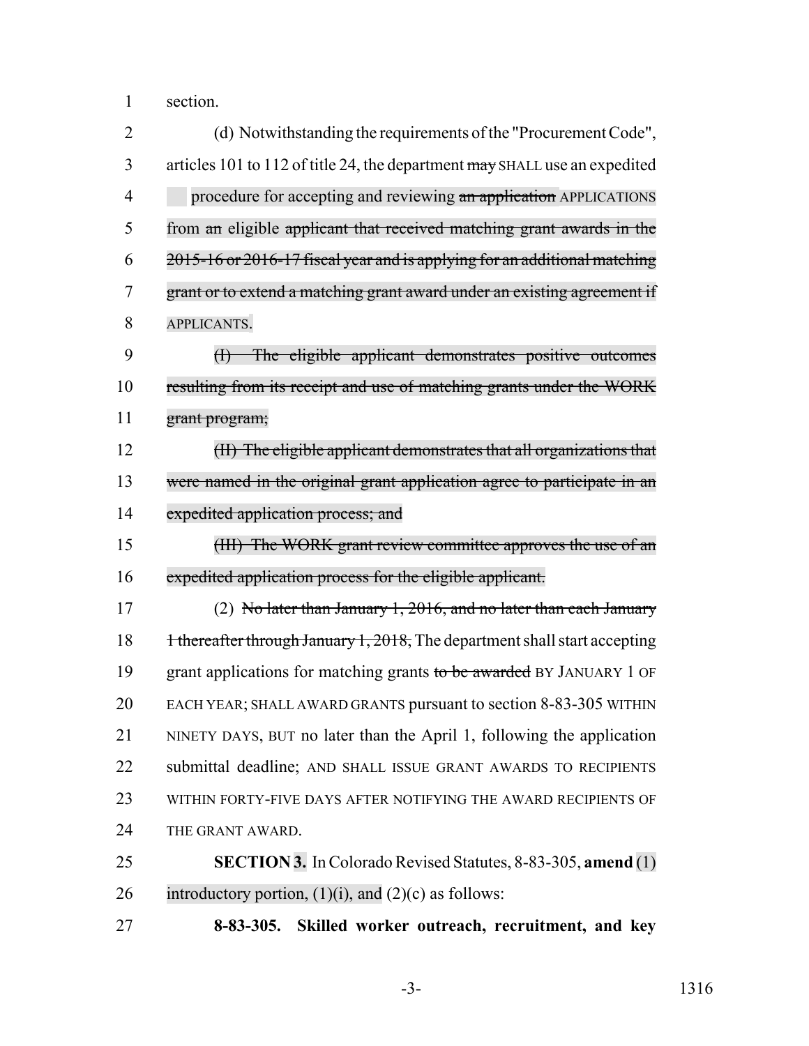section.

(d) Notwithstanding the requirements of the "Procurement Code", articles 101 to 112 of title 24, the department ~~may~~ SHALL use an expedited procedure for accepting and reviewing ~~an application~~ APPLICATIONS from ~~an~~ eligible ~~applicant that received matching grant awards in the 2015-16 or 2016-17 fiscal year and is applying for an additional matching grant or to extend a matching grant award under an existing agreement if~~ APPLICANTS.

~~(I) The eligible applicant demonstrates positive outcomes resulting from its receipt and use of matching grants under the WORK grant program;~~

~~(II) The eligible applicant demonstrates that all organizations that were named in the original grant application agree to participate in an expedited application process; and~~

~~(III) The WORK grant review committee approves the use of an expedited application process for the eligible applicant.~~

(2) ~~No later than January 1, 2016, and no later than each January 1 thereafter through January 1, 2018,~~ The department shall start accepting grant applications for matching grants ~~to be awarded~~ BY JANUARY 1 OF EACH YEAR; SHALL AWARD GRANTS pursuant to section 8-83-305 WITHIN NINETY DAYS, BUT no later than the April 1, following the application submittal deadline; AND SHALL ISSUE GRANT AWARDS TO RECIPIENTS WITHIN FORTY-FIVE DAYS AFTER NOTIFYING THE AWARD RECIPIENTS OF THE GRANT AWARD.

**SECTION 3.** In Colorado Revised Statutes, 8-83-305, **amend** (1) introductory portion, (1)(i), and (2)(c) as follows:

**8-83-305. Skilled worker outreach, recruitment, and key**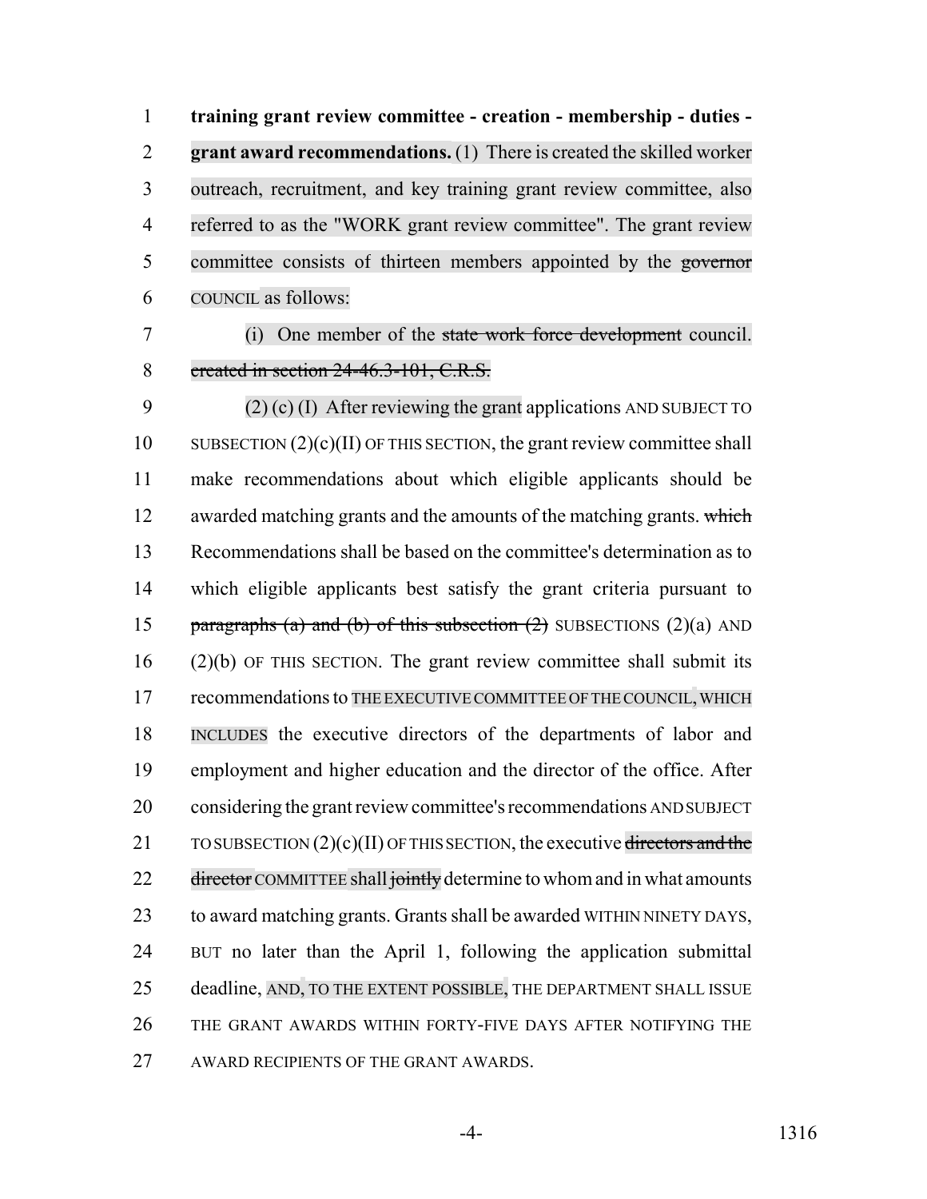**training grant review committee - creation - membership - duties - grant award recommendations.** (1) There is created the skilled worker outreach, recruitment, and key training grant review committee, also referred to as the "WORK grant review committee". The grant review committee consists of thirteen members appointed by the ~~governor~~ COUNCIL as follows:

(i) One member of the ~~state work force development~~ council. ~~created in section 24-46.3-101, C.R.S.~~

(2) (c) (I) After reviewing the grant applications AND SUBJECT TO SUBSECTION (2)(c)(II) OF THIS SECTION, the grant review committee shall make recommendations about which eligible applicants should be awarded matching grants and the amounts of the matching grants. ~~which~~ Recommendations shall be based on the committee's determination as to which eligible applicants best satisfy the grant criteria pursuant to ~~paragraphs (a) and (b) of this subsection (2)~~ SUBSECTIONS (2)(a) AND (2)(b) OF THIS SECTION. The grant review committee shall submit its recommendations to THE EXECUTIVE COMMITTEE OF THE COUNCIL, WHICH INCLUDES the executive directors of the departments of labor and employment and higher education and the director of the office. After considering the grant review committee's recommendations AND SUBJECT TO SUBSECTION (2)(c)(II) OF THIS SECTION, the executive ~~directors and the director~~ COMMITTEE shall ~~jointly~~ determine to whom and in what amounts to award matching grants. Grants shall be awarded WITHIN NINETY DAYS, BUT no later than the April 1, following the application submittal deadline, AND, TO THE EXTENT POSSIBLE, THE DEPARTMENT SHALL ISSUE THE GRANT AWARDS WITHIN FORTY-FIVE DAYS AFTER NOTIFYING THE AWARD RECIPIENTS OF THE GRANT AWARDS.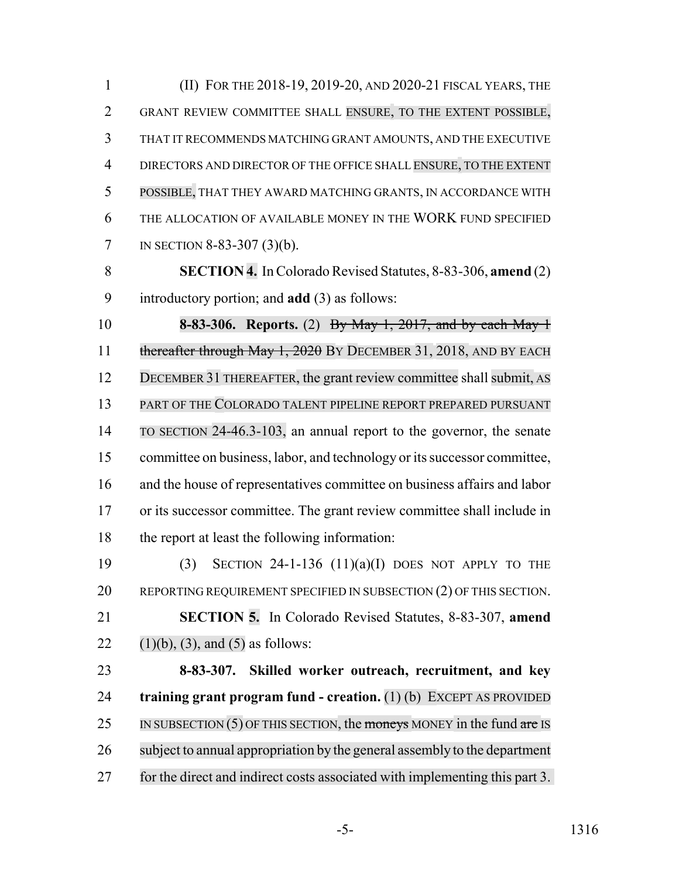(II) FOR THE 2018-19, 2019-20, AND 2020-21 FISCAL YEARS, THE GRANT REVIEW COMMITTEE SHALL ENSURE, TO THE EXTENT POSSIBLE, THAT IT RECOMMENDS MATCHING GRANT AMOUNTS, AND THE EXECUTIVE DIRECTORS AND DIRECTOR OF THE OFFICE SHALL ENSURE, TO THE EXTENT POSSIBLE, THAT THEY AWARD MATCHING GRANTS, IN ACCORDANCE WITH THE ALLOCATION OF AVAILABLE MONEY IN THE WORK FUND SPECIFIED IN SECTION 8-83-307 (3)(b).

**SECTION 4.** In Colorado Revised Statutes, 8-83-306, **amend** (2) introductory portion; and **add** (3) as follows:

**8-83-306. Reports.** (2) ~~By May 1, 2017, and by each May 1 thereafter through May 1, 2020~~ BY DECEMBER 31, 2018, AND BY EACH DECEMBER 31 THEREAFTER, the grant review committee shall submit, AS PART OF THE COLORADO TALENT PIPELINE REPORT PREPARED PURSUANT TO SECTION 24-46.3-103, an annual report to the governor, the senate committee on business, labor, and technology or its successor committee, and the house of representatives committee on business affairs and labor or its successor committee. The grant review committee shall include in the report at least the following information:

(3) SECTION 24-1-136 (11)(a)(I) DOES NOT APPLY TO THE REPORTING REQUIREMENT SPECIFIED IN SUBSECTION (2) OF THIS SECTION.

**SECTION 5.** In Colorado Revised Statutes, 8-83-307, **amend** (1)(b), (3), and (5) as follows:

**8-83-307. Skilled worker outreach, recruitment, and key training grant program fund - creation.** (1) (b) EXCEPT AS PROVIDED IN SUBSECTION (5) OF THIS SECTION, the ~~moneys~~ MONEY in the fund ~~are~~ IS subject to annual appropriation by the general assembly to the department for the direct and indirect costs associated with implementing this part 3.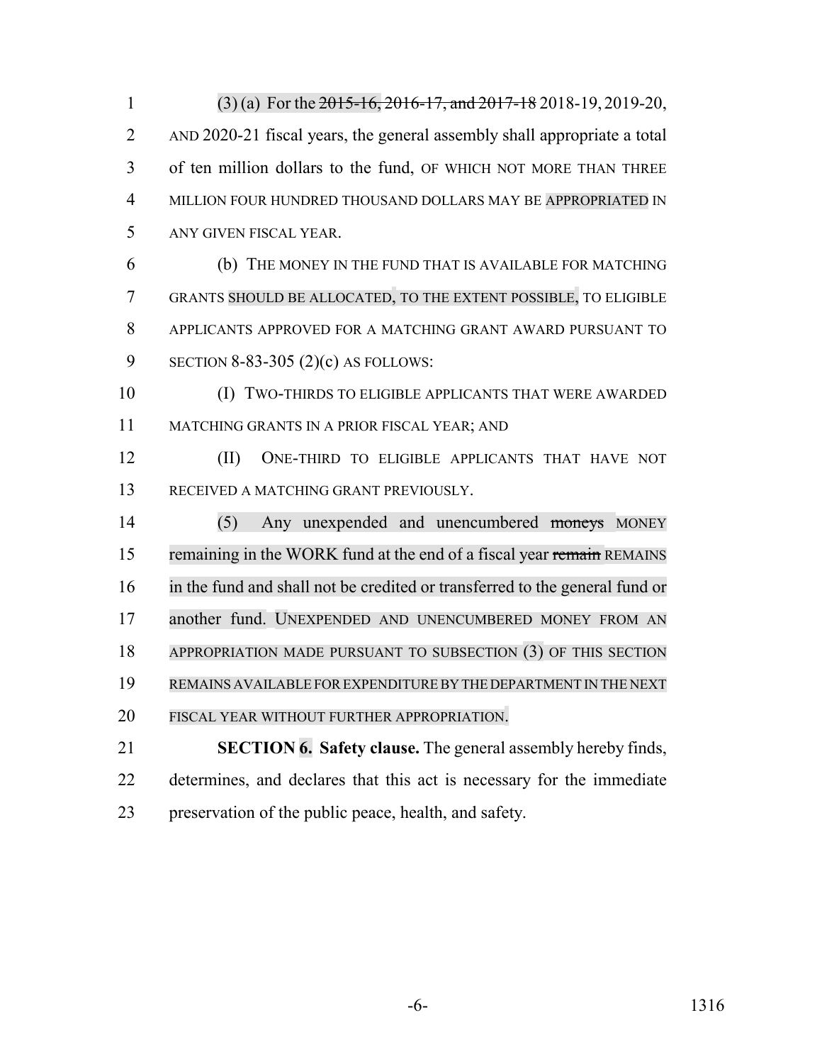(3) (a) For the ~~2015-16, 2016-17, and 2017-18~~ 2018-19, 2019-20, AND 2020-21 fiscal years, the general assembly shall appropriate a total of ten million dollars to the fund, OF WHICH NOT MORE THAN THREE MILLION FOUR HUNDRED THOUSAND DOLLARS MAY BE APPROPRIATED IN ANY GIVEN FISCAL YEAR.

(b) THE MONEY IN THE FUND THAT IS AVAILABLE FOR MATCHING GRANTS SHOULD BE ALLOCATED, TO THE EXTENT POSSIBLE, TO ELIGIBLE APPLICANTS APPROVED FOR A MATCHING GRANT AWARD PURSUANT TO SECTION 8-83-305 (2)(c) AS FOLLOWS:

(I) TWO-THIRDS TO ELIGIBLE APPLICANTS THAT WERE AWARDED MATCHING GRANTS IN A PRIOR FISCAL YEAR; AND

(II) ONE-THIRD TO ELIGIBLE APPLICANTS THAT HAVE NOT RECEIVED A MATCHING GRANT PREVIOUSLY.

(5) Any unexpended and unencumbered ~~moneys~~ MONEY remaining in the WORK fund at the end of a fiscal year ~~remain~~ REMAINS in the fund and shall not be credited or transferred to the general fund or another fund. UNEXPENDED AND UNENCUMBERED MONEY FROM AN APPROPRIATION MADE PURSUANT TO SUBSECTION (3) OF THIS SECTION REMAINS AVAILABLE FOR EXPENDITURE BY THE DEPARTMENT IN THE NEXT FISCAL YEAR WITHOUT FURTHER APPROPRIATION.

**SECTION 6. Safety clause.** The general assembly hereby finds, determines, and declares that this act is necessary for the immediate preservation of the public peace, health, and safety.